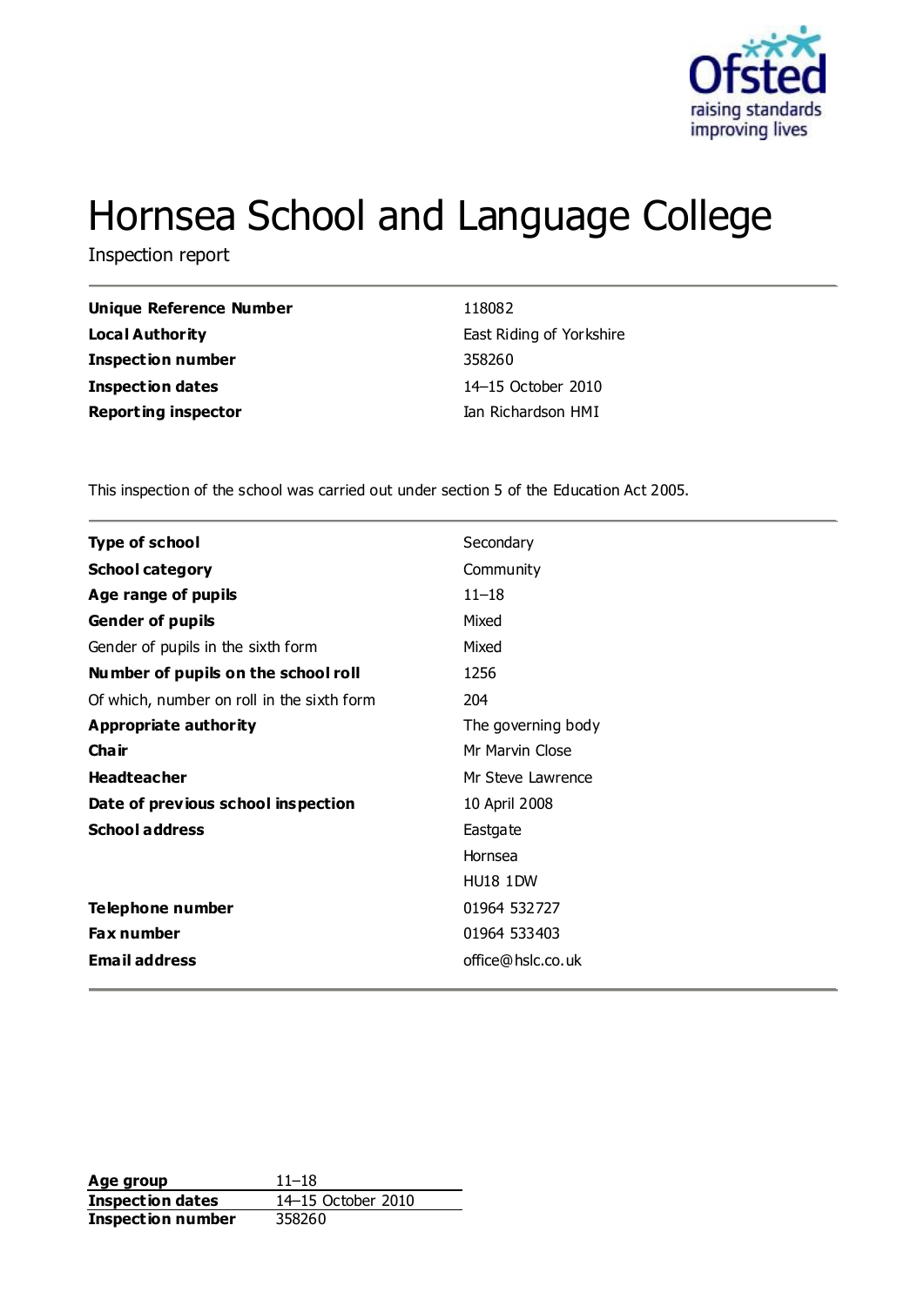# Hornsea School and Language College

Inspection report

| | |
|---|---|
| **Unique Reference Number** | 118082 |
| **Local Authority** | East Riding of Yorkshire |
| **Inspection number** | 358260 |
| **Inspection dates** | 14–15 October 2010 |
| **Reporting inspector** | Ian Richardson HMI |

This inspection of the school was carried out under section 5 of the Education Act 2005.

| | |
|---|---|
| **Type of school** | Secondary |
| **School category** | Community |
| **Age range of pupils** | 11–18 |
| **Gender of pupils** | Mixed |
| Gender of pupils in the sixth form | Mixed |
| **Number of pupils on the school roll** | 1256 |
| Of which, number on roll in the sixth form | 204 |
| **Appropriate authority** | The governing body |
| **Chair** | Mr Marvin Close |
| **Headteacher** | Mr Steve Lawrence |
| **Date of previous school inspection** | 10 April 2008 |
| **School address** | Eastgate<br>Hornsea<br>HU18 1DW |
| **Telephone number** | 01964 532727 |
| **Fax number** | 01964 533403 |
| **Email address** | office@hslc.co.uk |

| | |
|---|---|
| **Age group** | 11–18 |
| **Inspection dates** | 14–15 October 2010 |
| **Inspection number** | 358260 |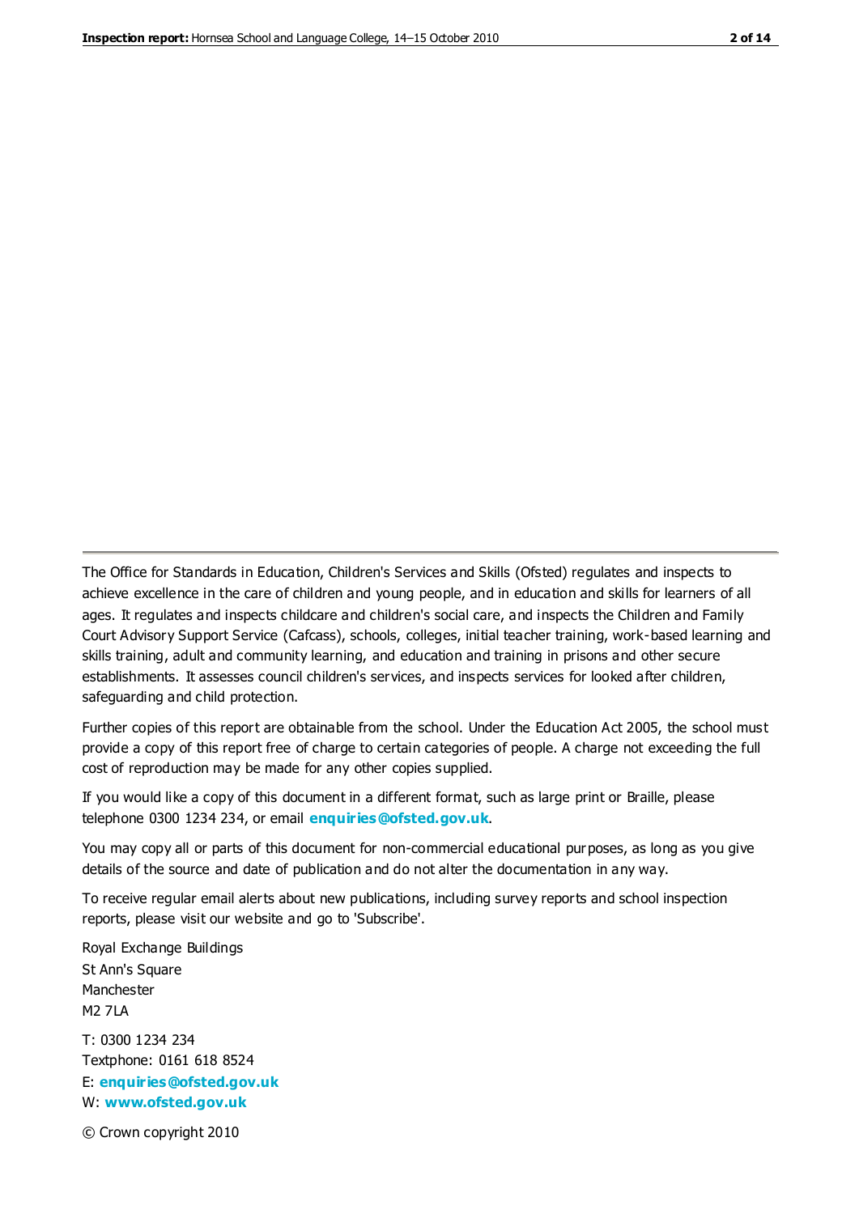The Office for Standards in Education, Children's Services and Skills (Ofsted) regulates and inspects to achieve excellence in the care of children and young people, and in education and skills for learners of all ages. It regulates and inspects childcare and children's social care, and inspects the Children and Family Court Advisory Support Service (Cafcass), schools, colleges, initial teacher training, work-based learning and skills training, adult and community learning, and education and training in prisons and other secure establishments. It assesses council children's services, and inspects services for looked after children, safeguarding and child protection.

Further copies of this report are obtainable from the school. Under the Education Act 2005, the school must provide a copy of this report free of charge to certain categories of people. A charge not exceeding the full cost of reproduction may be made for any other copies supplied.

If you would like a copy of this document in a different format, such as large print or Braille, please telephone 0300 1234 234, or email **enquiries@ofsted.gov.uk**.

You may copy all or parts of this document for non-commercial educational purposes, as long as you give details of the source and date of publication and do not alter the documentation in any way.

To receive regular email alerts about new publications, including survey reports and school inspection reports, please visit our website and go to 'Subscribe'.

Royal Exchange Buildings
St Ann's Square
Manchester
M2 7LA

T: 0300 1234 234
Textphone: 0161 618 8524
E: **enquiries@ofsted.gov.uk**
W: **www.ofsted.gov.uk**

© Crown copyright 2010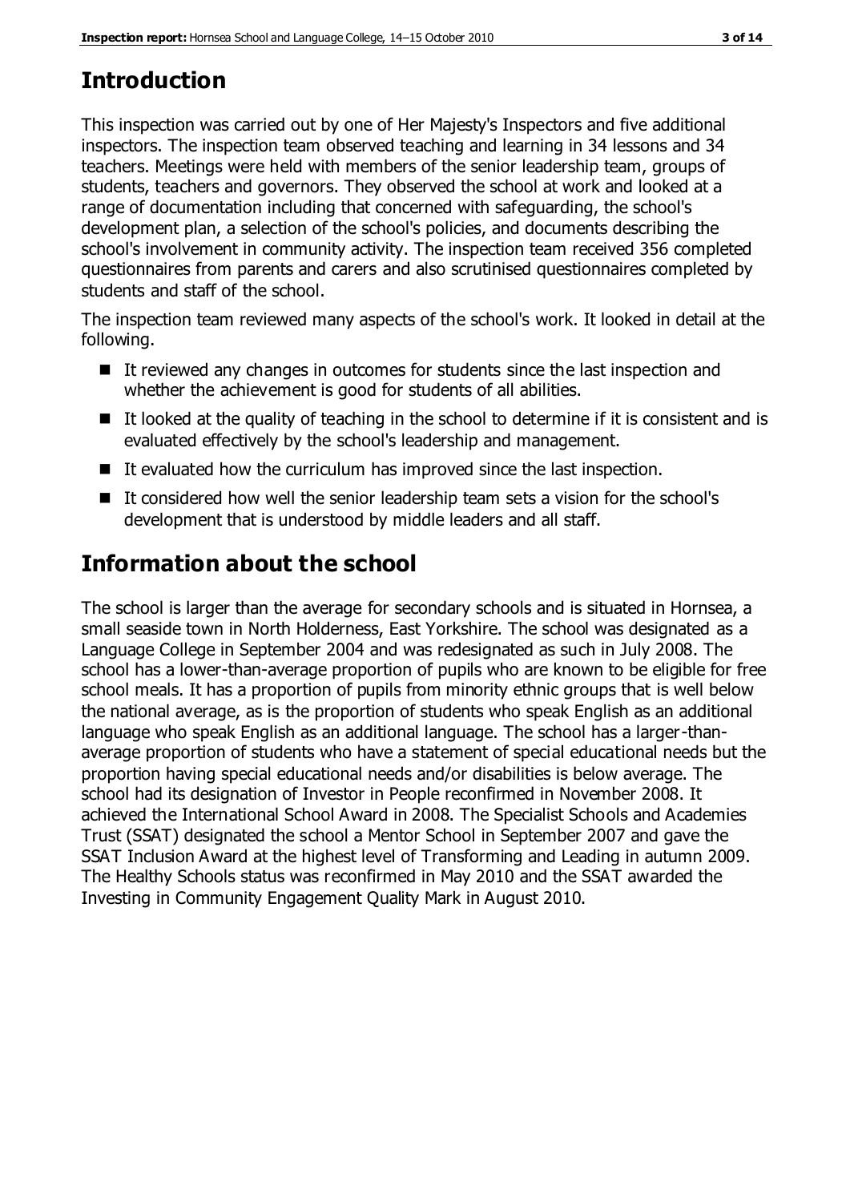## Introduction

This inspection was carried out by one of Her Majesty's Inspectors and five additional inspectors. The inspection team observed teaching and learning in 34 lessons and 34 teachers. Meetings were held with members of the senior leadership team, groups of students, teachers and governors. They observed the school at work and looked at a range of documentation including that concerned with safeguarding, the school's development plan, a selection of the school's policies, and documents describing the school's involvement in community activity. The inspection team received 356 completed questionnaires from parents and carers and also scrutinised questionnaires completed by students and staff of the school.

The inspection team reviewed many aspects of the school's work. It looked in detail at the following.

- It reviewed any changes in outcomes for students since the last inspection and whether the achievement is good for students of all abilities.
- It looked at the quality of teaching in the school to determine if it is consistent and is evaluated effectively by the school's leadership and management.
- It evaluated how the curriculum has improved since the last inspection.
- It considered how well the senior leadership team sets a vision for the school's development that is understood by middle leaders and all staff.

## Information about the school

The school is larger than the average for secondary schools and is situated in Hornsea, a small seaside town in North Holderness, East Yorkshire. The school was designated as a Language College in September 2004 and was redesignated as such in July 2008. The school has a lower-than-average proportion of pupils who are known to be eligible for free school meals. It has a proportion of pupils from minority ethnic groups that is well below the national average, as is the proportion of students who speak English as an additional language who speak English as an additional language. The school has a larger-than-average proportion of students who have a statement of special educational needs but the proportion having special educational needs and/or disabilities is below average. The school had its designation of Investor in People reconfirmed in November 2008. It achieved the International School Award in 2008. The Specialist Schools and Academies Trust (SSAT) designated the school a Mentor School in September 2007 and gave the SSAT Inclusion Award at the highest level of Transforming and Leading in autumn 2009. The Healthy Schools status was reconfirmed in May 2010 and the SSAT awarded the Investing in Community Engagement Quality Mark in August 2010.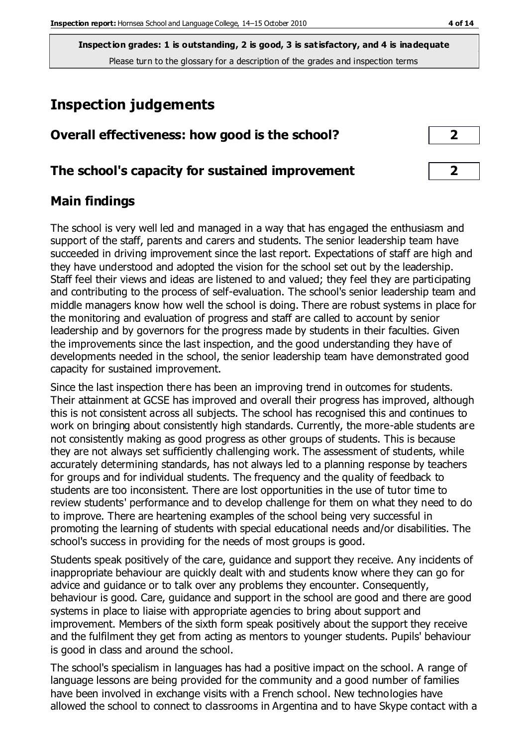**Inspection grades: 1 is outstanding, 2 is good, 3 is satisfactory, and 4 is inadequate**
Please turn to the glossary for a description of the grades and inspection terms

# Inspection judgements

## Overall effectiveness: how good is the school? — 2

## The school's capacity for sustained improvement — 2

## Main findings

The school is very well led and managed in a way that has engaged the enthusiasm and support of the staff, parents and carers and students. The senior leadership team have succeeded in driving improvement since the last report. Expectations of staff are high and they have understood and adopted the vision for the school set out by the leadership. Staff feel their views and ideas are listened to and valued; they feel they are participating and contributing to the process of self-evaluation. The school's senior leadership team and middle managers know how well the school is doing. There are robust systems in place for the monitoring and evaluation of progress and staff are called to account by senior leadership and by governors for the progress made by students in their faculties. Given the improvements since the last inspection, and the good understanding they have of developments needed in the school, the senior leadership team have demonstrated good capacity for sustained improvement.

Since the last inspection there has been an improving trend in outcomes for students. Their attainment at GCSE has improved and overall their progress has improved, although this is not consistent across all subjects. The school has recognised this and continues to work on bringing about consistently high standards. Currently, the more-able students are not consistently making as good progress as other groups of students. This is because they are not always set sufficiently challenging work. The assessment of students, while accurately determining standards, has not always led to a planning response by teachers for groups and for individual students. The frequency and the quality of feedback to students are too inconsistent. There are lost opportunities in the use of tutor time to review students' performance and to develop challenge for them on what they need to do to improve. There are heartening examples of the school being very successful in promoting the learning of students with special educational needs and/or disabilities. The school's success in providing for the needs of most groups is good.

Students speak positively of the care, guidance and support they receive. Any incidents of inappropriate behaviour are quickly dealt with and students know where they can go for advice and guidance or to talk over any problems they encounter. Consequently, behaviour is good. Care, guidance and support in the school are good and there are good systems in place to liaise with appropriate agencies to bring about support and improvement. Members of the sixth form speak positively about the support they receive and the fulfilment they get from acting as mentors to younger students. Pupils' behaviour is good in class and around the school.

The school's specialism in languages has had a positive impact on the school. A range of language lessons are being provided for the community and a good number of families have been involved in exchange visits with a French school. New technologies have allowed the school to connect to classrooms in Argentina and to have Skype contact with a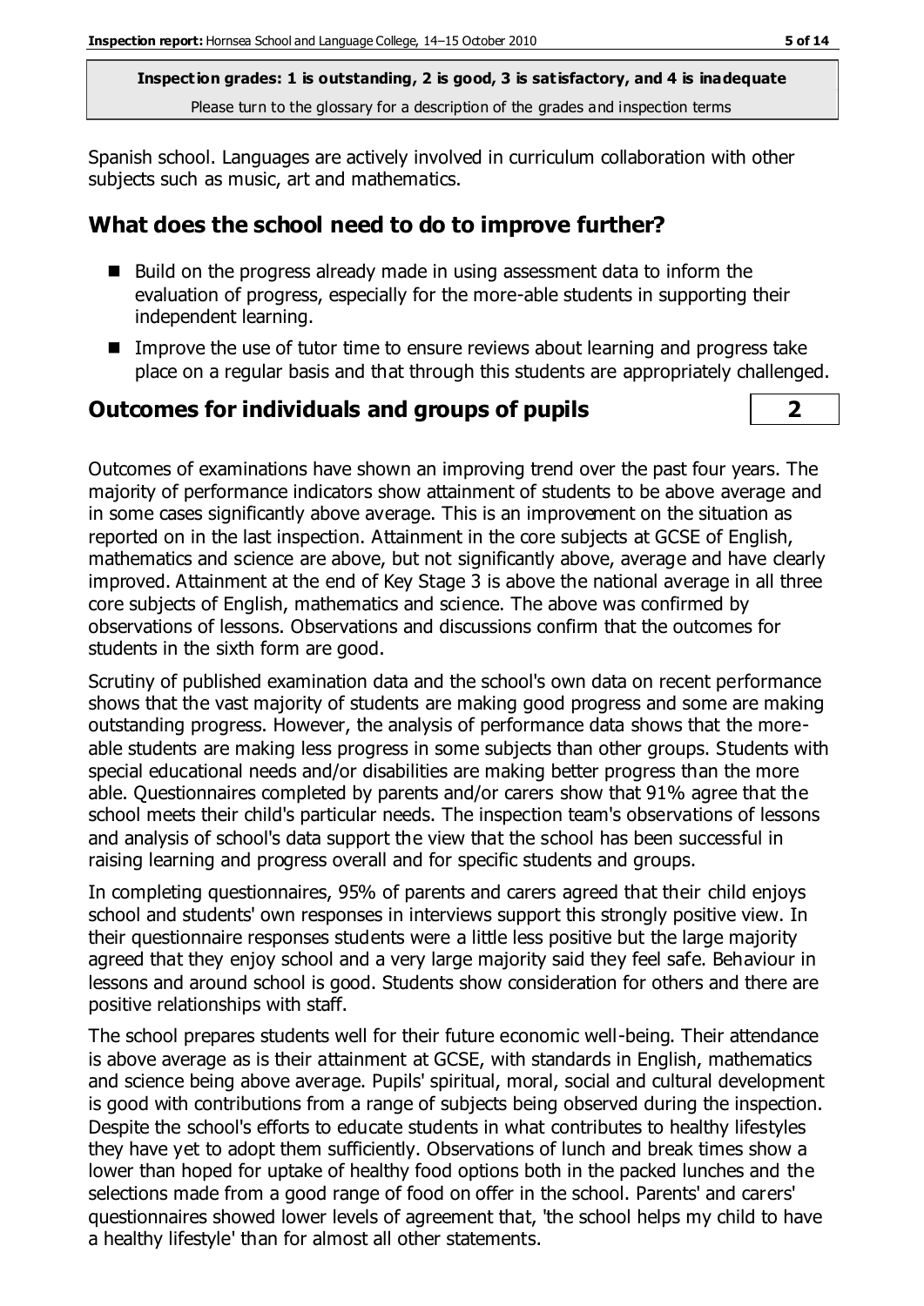**Inspection grades: 1 is outstanding, 2 is good, 3 is satisfactory, and 4 is inadequate**
Please turn to the glossary for a description of the grades and inspection terms

Spanish school. Languages are actively involved in curriculum collaboration with other subjects such as music, art and mathematics.

## What does the school need to do to improve further?

- Build on the progress already made in using assessment data to inform the evaluation of progress, especially for the more-able students in supporting their independent learning.
- Improve the use of tutor time to ensure reviews about learning and progress take place on a regular basis and that through this students are appropriately challenged.

## Outcomes for individuals and groups of pupils — 2

Outcomes of examinations have shown an improving trend over the past four years. The majority of performance indicators show attainment of students to be above average and in some cases significantly above average. This is an improvement on the situation as reported on in the last inspection. Attainment in the core subjects at GCSE of English, mathematics and science are above, but not significantly above, average and have clearly improved. Attainment at the end of Key Stage 3 is above the national average in all three core subjects of English, mathematics and science. The above was confirmed by observations of lessons. Observations and discussions confirm that the outcomes for students in the sixth form are good.

Scrutiny of published examination data and the school's own data on recent performance shows that the vast majority of students are making good progress and some are making outstanding progress. However, the analysis of performance data shows that the more-able students are making less progress in some subjects than other groups. Students with special educational needs and/or disabilities are making better progress than the more able. Questionnaires completed by parents and/or carers show that 91% agree that the school meets their child's particular needs. The inspection team's observations of lessons and analysis of school's data support the view that the school has been successful in raising learning and progress overall and for specific students and groups.

In completing questionnaires, 95% of parents and carers agreed that their child enjoys school and students' own responses in interviews support this strongly positive view. In their questionnaire responses students were a little less positive but the large majority agreed that they enjoy school and a very large majority said they feel safe. Behaviour in lessons and around school is good. Students show consideration for others and there are positive relationships with staff.

The school prepares students well for their future economic well-being. Their attendance is above average as is their attainment at GCSE, with standards in English, mathematics and science being above average. Pupils' spiritual, moral, social and cultural development is good with contributions from a range of subjects being observed during the inspection. Despite the school's efforts to educate students in what contributes to healthy lifestyles they have yet to adopt them sufficiently. Observations of lunch and break times show a lower than hoped for uptake of healthy food options both in the packed lunches and the selections made from a good range of food on offer in the school. Parents' and carers' questionnaires showed lower levels of agreement that, 'the school helps my child to have a healthy lifestyle' than for almost all other statements.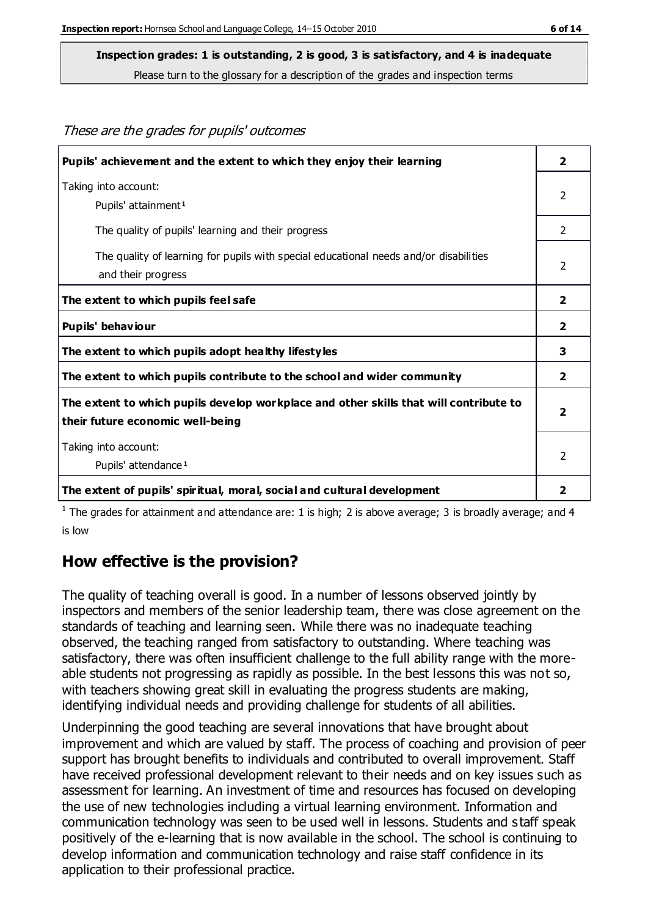**Inspection grades: 1 is outstanding, 2 is good, 3 is satisfactory, and 4 is inadequate**

Please turn to the glossary for a description of the grades and inspection terms

*These are the grades for pupils' outcomes*

| | |
|---|---|
| **Pupils' achievement and the extent to which they enjoy their learning** | **2** |
| Taking into account: Pupils' attainment[1] | 2 |
| The quality of pupils' learning and their progress | 2 |
| The quality of learning for pupils with special educational needs and/or disabilities and their progress | 2 |
| **The extent to which pupils feel safe** | **2** |
| **Pupils' behaviour** | **2** |
| **The extent to which pupils adopt healthy lifestyles** | **3** |
| **The extent to which pupils contribute to the school and wider community** | **2** |
| **The extent to which pupils develop workplace and other skills that will contribute to their future economic well-being** | **2** |
| Taking into account: Pupils' attendance[1] | 2 |
| **The extent of pupils' spiritual, moral, social and cultural development** | **2** |

[1] The grades for attainment and attendance are: 1 is high; 2 is above average; 3 is broadly average; and 4 is low

## How effective is the provision?

The quality of teaching overall is good. In a number of lessons observed jointly by inspectors and members of the senior leadership team, there was close agreement on the standards of teaching and learning seen. While there was no inadequate teaching observed, the teaching ranged from satisfactory to outstanding. Where teaching was satisfactory, there was often insufficient challenge to the full ability range with the more-able students not progressing as rapidly as possible. In the best lessons this was not so, with teachers showing great skill in evaluating the progress students are making, identifying individual needs and providing challenge for students of all abilities.

Underpinning the good teaching are several innovations that have brought about improvement and which are valued by staff. The process of coaching and provision of peer support has brought benefits to individuals and contributed to overall improvement. Staff have received professional development relevant to their needs and on key issues such as assessment for learning. An investment of time and resources has focused on developing the use of new technologies including a virtual learning environment. Information and communication technology was seen to be used well in lessons. Students and staff speak positively of the e-learning that is now available in the school. The school is continuing to develop information and communication technology and raise staff confidence in its application to their professional practice.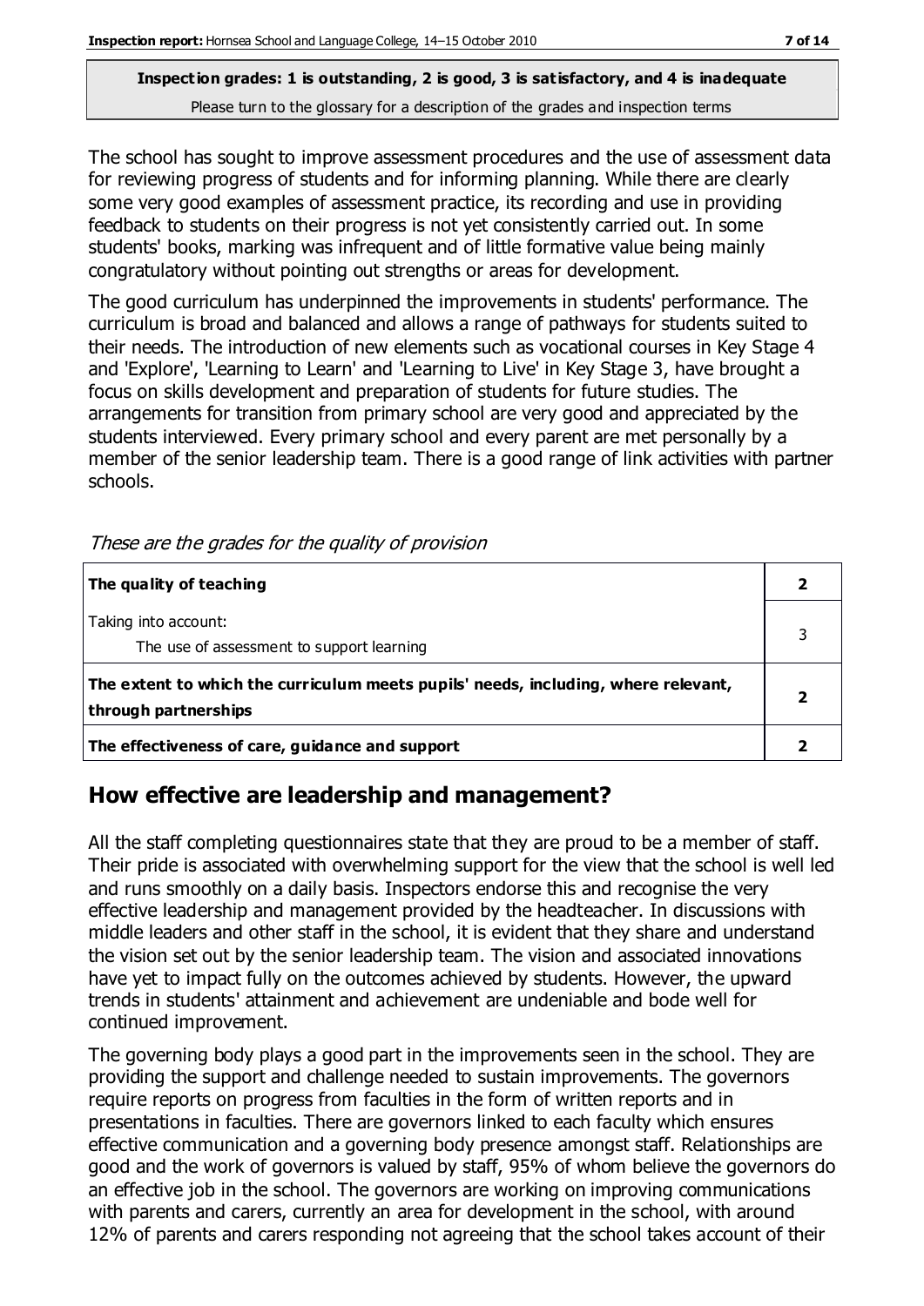**Inspection grades: 1 is outstanding, 2 is good, 3 is satisfactory, and 4 is inadequate**
Please turn to the glossary for a description of the grades and inspection terms

The school has sought to improve assessment procedures and the use of assessment data for reviewing progress of students and for informing planning. While there are clearly some very good examples of assessment practice, its recording and use in providing feedback to students on their progress is not yet consistently carried out. In some students' books, marking was infrequent and of little formative value being mainly congratulatory without pointing out strengths or areas for development.

The good curriculum has underpinned the improvements in students' performance. The curriculum is broad and balanced and allows a range of pathways for students suited to their needs. The introduction of new elements such as vocational courses in Key Stage 4 and 'Explore', 'Learning to Learn' and 'Learning to Live' in Key Stage 3, have brought a focus on skills development and preparation of students for future studies. The arrangements for transition from primary school are very good and appreciated by the students interviewed. Every primary school and every parent are met personally by a member of the senior leadership team. There is a good range of link activities with partner schools.

*These are the grades for the quality of provision*

| | |
|---|---|
| **The quality of teaching** | **2** |
| Taking into account: The use of assessment to support learning | 3 |
| **The extent to which the curriculum meets pupils' needs, including, where relevant, through partnerships** | **2** |
| **The effectiveness of care, guidance and support** | **2** |

## How effective are leadership and management?

All the staff completing questionnaires state that they are proud to be a member of staff. Their pride is associated with overwhelming support for the view that the school is well led and runs smoothly on a daily basis. Inspectors endorse this and recognise the very effective leadership and management provided by the headteacher. In discussions with middle leaders and other staff in the school, it is evident that they share and understand the vision set out by the senior leadership team. The vision and associated innovations have yet to impact fully on the outcomes achieved by students. However, the upward trends in students' attainment and achievement are undeniable and bode well for continued improvement.

The governing body plays a good part in the improvements seen in the school. They are providing the support and challenge needed to sustain improvements. The governors require reports on progress from faculties in the form of written reports and in presentations in faculties. There are governors linked to each faculty which ensures effective communication and a governing body presence amongst staff. Relationships are good and the work of governors is valued by staff, 95% of whom believe the governors do an effective job in the school. The governors are working on improving communications with parents and carers, currently an area for development in the school, with around 12% of parents and carers responding not agreeing that the school takes account of their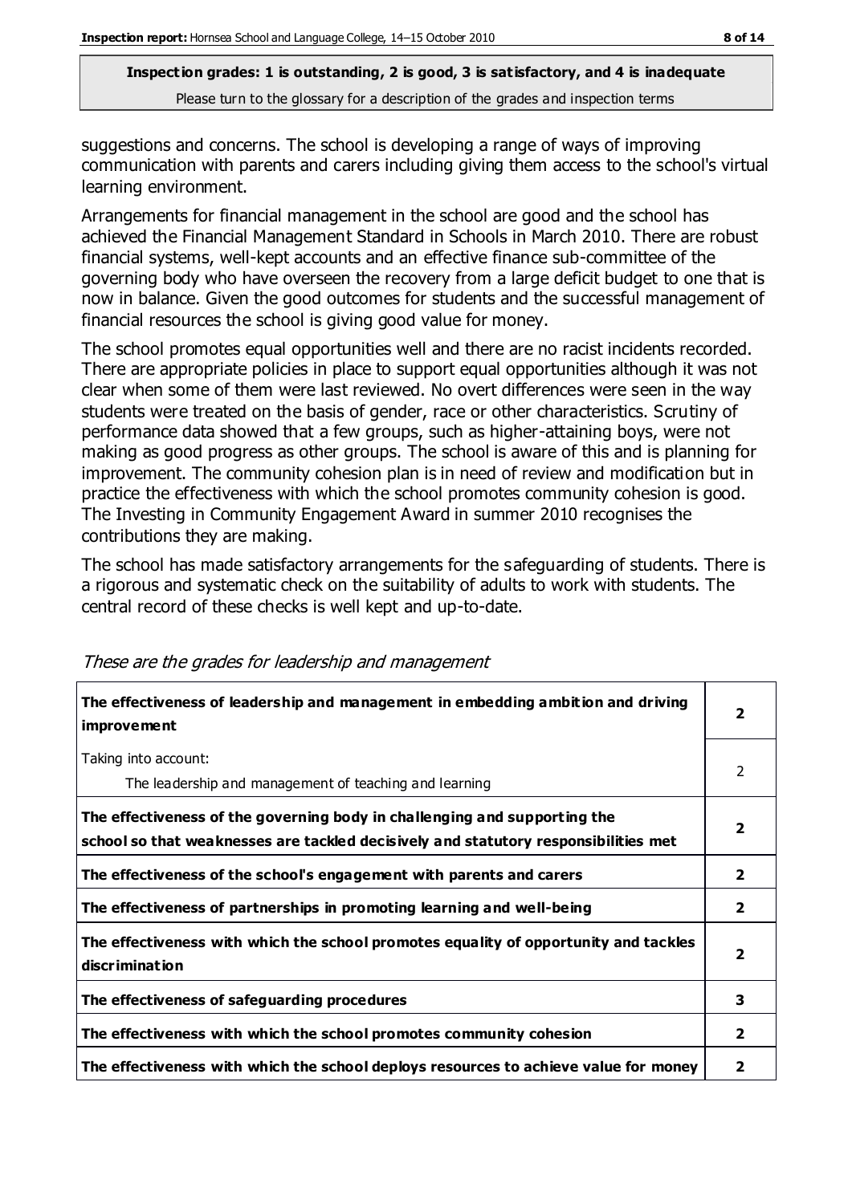**Inspection grades: 1 is outstanding, 2 is good, 3 is satisfactory, and 4 is inadequate**
Please turn to the glossary for a description of the grades and inspection terms

suggestions and concerns. The school is developing a range of ways of improving communication with parents and carers including giving them access to the school's virtual learning environment.

Arrangements for financial management in the school are good and the school has achieved the Financial Management Standard in Schools in March 2010. There are robust financial systems, well-kept accounts and an effective finance sub-committee of the governing body who have overseen the recovery from a large deficit budget to one that is now in balance. Given the good outcomes for students and the successful management of financial resources the school is giving good value for money.

The school promotes equal opportunities well and there are no racist incidents recorded. There are appropriate policies in place to support equal opportunities although it was not clear when some of them were last reviewed. No overt differences were seen in the way students were treated on the basis of gender, race or other characteristics. Scrutiny of performance data showed that a few groups, such as higher-attaining boys, were not making as good progress as other groups. The school is aware of this and is planning for improvement. The community cohesion plan is in need of review and modification but in practice the effectiveness with which the school promotes community cohesion is good. The Investing in Community Engagement Award in summer 2010 recognises the contributions they are making.

The school has made satisfactory arrangements for the safeguarding of students. There is a rigorous and systematic check on the suitability of adults to work with students. The central record of these checks is well kept and up-to-date.

*These are the grades for leadership and management*

| | |
|---|---|
| **The effectiveness of leadership and management in embedding ambition and driving improvement** | **2** |
| Taking into account: The leadership and management of teaching and learning | 2 |
| **The effectiveness of the governing body in challenging and supporting the school so that weaknesses are tackled decisively and statutory responsibilities met** | **2** |
| **The effectiveness of the school's engagement with parents and carers** | **2** |
| **The effectiveness of partnerships in promoting learning and well-being** | **2** |
| **The effectiveness with which the school promotes equality of opportunity and tackles discrimination** | **2** |
| **The effectiveness of safeguarding procedures** | **3** |
| **The effectiveness with which the school promotes community cohesion** | **2** |
| **The effectiveness with which the school deploys resources to achieve value for money** | **2** |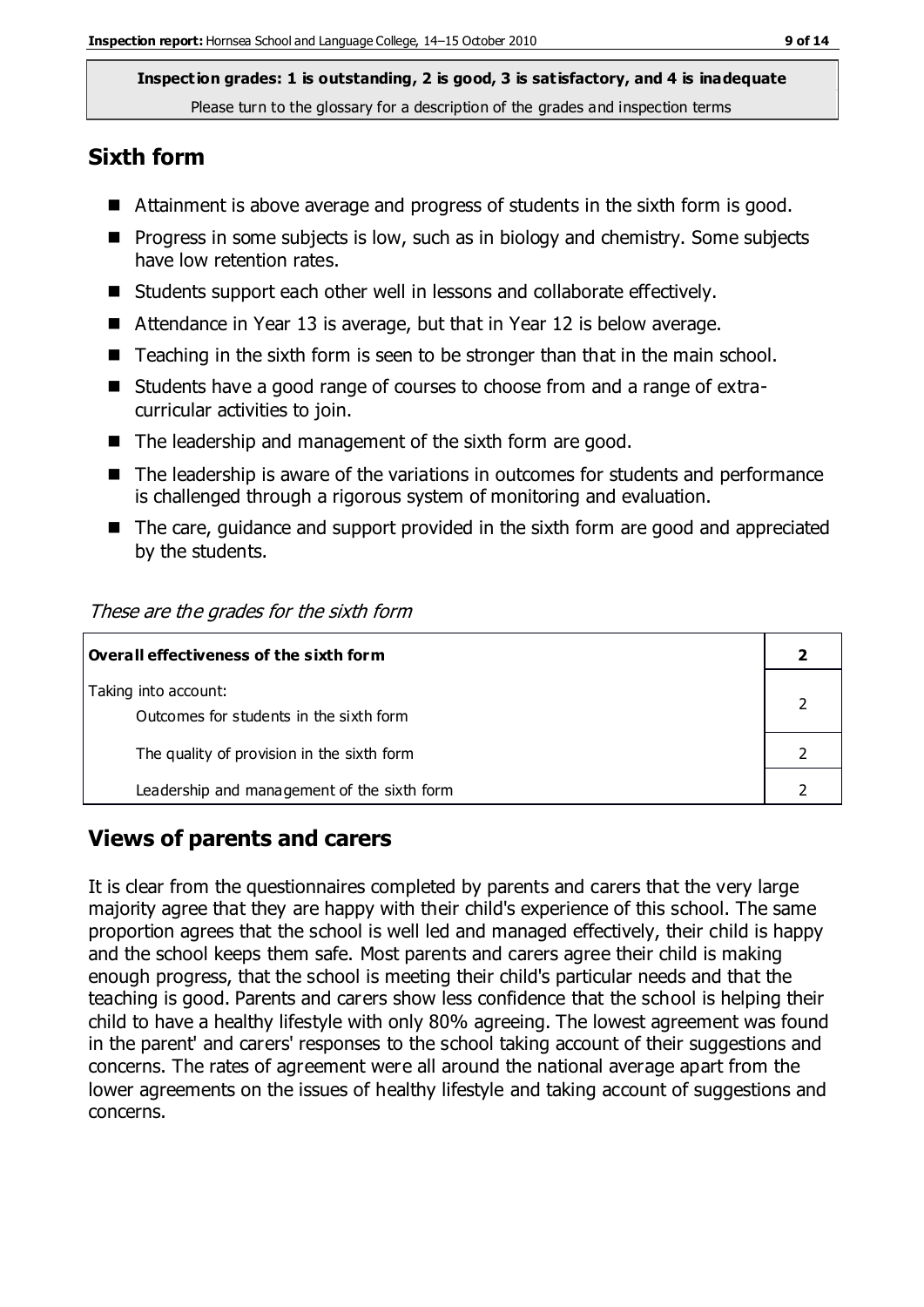**Inspection grades: 1 is outstanding, 2 is good, 3 is satisfactory, and 4 is inadequate**
Please turn to the glossary for a description of the grades and inspection terms

## Sixth form

- Attainment is above average and progress of students in the sixth form is good.
- Progress in some subjects is low, such as in biology and chemistry. Some subjects have low retention rates.
- Students support each other well in lessons and collaborate effectively.
- Attendance in Year 13 is average, but that in Year 12 is below average.
- Teaching in the sixth form is seen to be stronger than that in the main school.
- Students have a good range of courses to choose from and a range of extra-curricular activities to join.
- The leadership and management of the sixth form are good.
- The leadership is aware of the variations in outcomes for students and performance is challenged through a rigorous system of monitoring and evaluation.
- The care, guidance and support provided in the sixth form are good and appreciated by the students.

*These are the grades for the sixth form*

| **Overall effectiveness of the sixth form** | **2** |
|---|---|
| Taking into account:<br>Outcomes for students in the sixth form | 2 |
| The quality of provision in the sixth form | 2 |
| Leadership and management of the sixth form | 2 |

## Views of parents and carers

It is clear from the questionnaires completed by parents and carers that the very large majority agree that they are happy with their child's experience of this school. The same proportion agrees that the school is well led and managed effectively, their child is happy and the school keeps them safe. Most parents and carers agree their child is making enough progress, that the school is meeting their child's particular needs and that the teaching is good. Parents and carers show less confidence that the school is helping their child to have a healthy lifestyle with only 80% agreeing. The lowest agreement was found in the parent' and carers' responses to the school taking account of their suggestions and concerns. The rates of agreement were all around the national average apart from the lower agreements on the issues of healthy lifestyle and taking account of suggestions and concerns.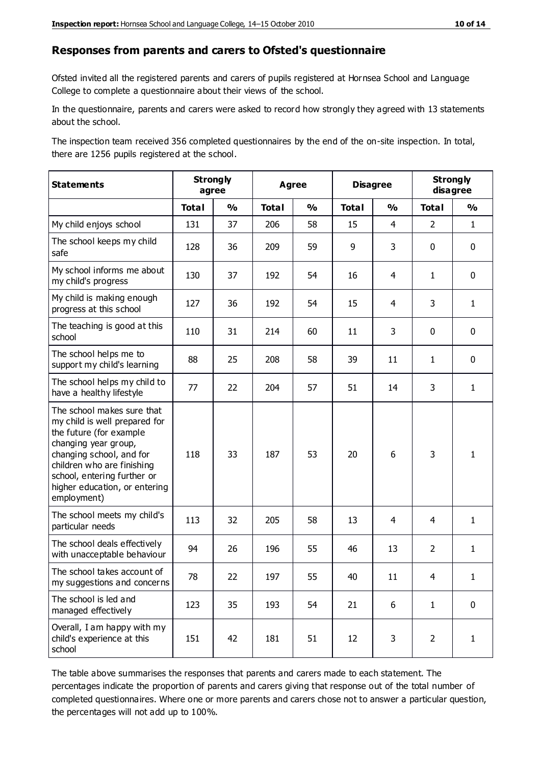## Responses from parents and carers to Ofsted's questionnaire

Ofsted invited all the registered parents and carers of pupils registered at Hornsea School and Language College to complete a questionnaire about their views of the school.

In the questionnaire, parents and carers were asked to record how strongly they agreed with 13 statements about the school.

The inspection team received 356 completed questionnaires by the end of the on-site inspection. In total, there are 1256 pupils registered at the school.

| Statements | Strongly agree | | Agree | | Disagree | | Strongly disagree | |
|---|---|---|---|---|---|---|---|---|
| | Total | % | Total | % | Total | % | Total | % |
| My child enjoys school | 131 | 37 | 206 | 58 | 15 | 4 | 2 | 1 |
| The school keeps my child safe | 128 | 36 | 209 | 59 | 9 | 3 | 0 | 0 |
| My school informs me about my child's progress | 130 | 37 | 192 | 54 | 16 | 4 | 1 | 0 |
| My child is making enough progress at this school | 127 | 36 | 192 | 54 | 15 | 4 | 3 | 1 |
| The teaching is good at this school | 110 | 31 | 214 | 60 | 11 | 3 | 0 | 0 |
| The school helps me to support my child's learning | 88 | 25 | 208 | 58 | 39 | 11 | 1 | 0 |
| The school helps my child to have a healthy lifestyle | 77 | 22 | 204 | 57 | 51 | 14 | 3 | 1 |
| The school makes sure that my child is well prepared for the future (for example changing year group, changing school, and for children who are finishing school, entering further or higher education, or entering employment) | 118 | 33 | 187 | 53 | 20 | 6 | 3 | 1 |
| The school meets my child's particular needs | 113 | 32 | 205 | 58 | 13 | 4 | 4 | 1 |
| The school deals effectively with unacceptable behaviour | 94 | 26 | 196 | 55 | 46 | 13 | 2 | 1 |
| The school takes account of my suggestions and concerns | 78 | 22 | 197 | 55 | 40 | 11 | 4 | 1 |
| The school is led and managed effectively | 123 | 35 | 193 | 54 | 21 | 6 | 1 | 0 |
| Overall, I am happy with my child's experience at this school | 151 | 42 | 181 | 51 | 12 | 3 | 2 | 1 |

The table above summarises the responses that parents and carers made to each statement. The percentages indicate the proportion of parents and carers giving that response out of the total number of completed questionnaires. Where one or more parents and carers chose not to answer a particular question, the percentages will not add up to 100%.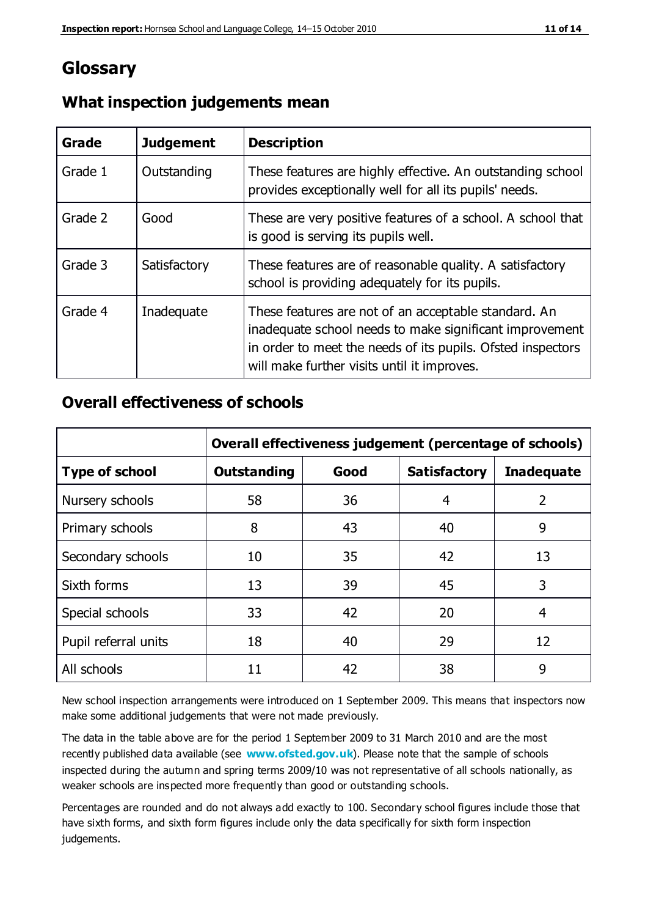# Glossary

## What inspection judgements mean

| Grade | Judgement | Description |
|---|---|---|
| Grade 1 | Outstanding | These features are highly effective. An outstanding school provides exceptionally well for all its pupils' needs. |
| Grade 2 | Good | These are very positive features of a school. A school that is good is serving its pupils well. |
| Grade 3 | Satisfactory | These features are of reasonable quality. A satisfactory school is providing adequately for its pupils. |
| Grade 4 | Inadequate | These features are not of an acceptable standard. An inadequate school needs to make significant improvement in order to meet the needs of its pupils. Ofsted inspectors will make further visits until it improves. |

## Overall effectiveness of schools

| | Overall effectiveness judgement (percentage of schools) | | | |
|---|---|---|---|---|
| **Type of school** | **Outstanding** | **Good** | **Satisfactory** | **Inadequate** |
| Nursery schools | 58 | 36 | 4 | 2 |
| Primary schools | 8 | 43 | 40 | 9 |
| Secondary schools | 10 | 35 | 42 | 13 |
| Sixth forms | 13 | 39 | 45 | 3 |
| Special schools | 33 | 42 | 20 | 4 |
| Pupil referral units | 18 | 40 | 29 | 12 |
| All schools | 11 | 42 | 38 | 9 |

New school inspection arrangements were introduced on 1 September 2009. This means that inspectors now make some additional judgements that were not made previously.

The data in the table above are for the period 1 September 2009 to 31 March 2010 and are the most recently published data available (see **www.ofsted.gov.uk**). Please note that the sample of schools inspected during the autumn and spring terms 2009/10 was not representative of all schools nationally, as weaker schools are inspected more frequently than good or outstanding schools.

Percentages are rounded and do not always add exactly to 100. Secondary school figures include those that have sixth forms, and sixth form figures include only the data specifically for sixth form inspection judgements.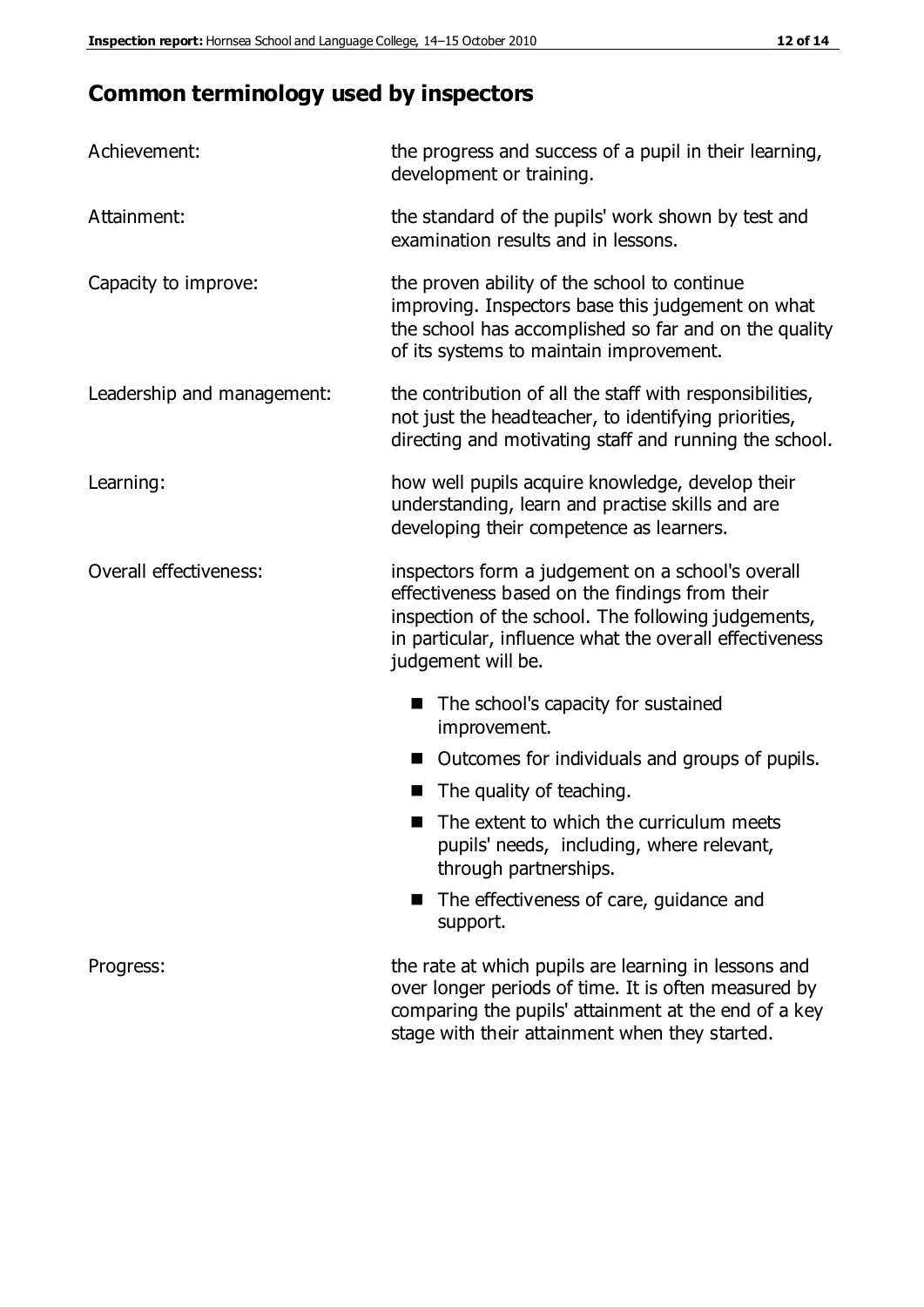## Common terminology used by inspectors

| | |
|---|---|
| Achievement: | the progress and success of a pupil in their learning, development or training. |
| Attainment: | the standard of the pupils' work shown by test and examination results and in lessons. |
| Capacity to improve: | the proven ability of the school to continue improving. Inspectors base this judgement on what the school has accomplished so far and on the quality of its systems to maintain improvement. |
| Leadership and management: | the contribution of all the staff with responsibilities, not just the headteacher, to identifying priorities, directing and motivating staff and running the school. |
| Learning: | how well pupils acquire knowledge, develop their understanding, learn and practise skills and are developing their competence as learners. |
| Overall effectiveness: | inspectors form a judgement on a school's overall effectiveness based on the findings from their inspection of the school. The following judgements, in particular, influence what the overall effectiveness judgement will be.<br>■ The school's capacity for sustained improvement.<br>■ Outcomes for individuals and groups of pupils.<br>■ The quality of teaching.<br>■ The extent to which the curriculum meets pupils' needs, including, where relevant, through partnerships.<br>■ The effectiveness of care, guidance and support. |
| Progress: | the rate at which pupils are learning in lessons and over longer periods of time. It is often measured by comparing the pupils' attainment at the end of a key stage with their attainment when they started. |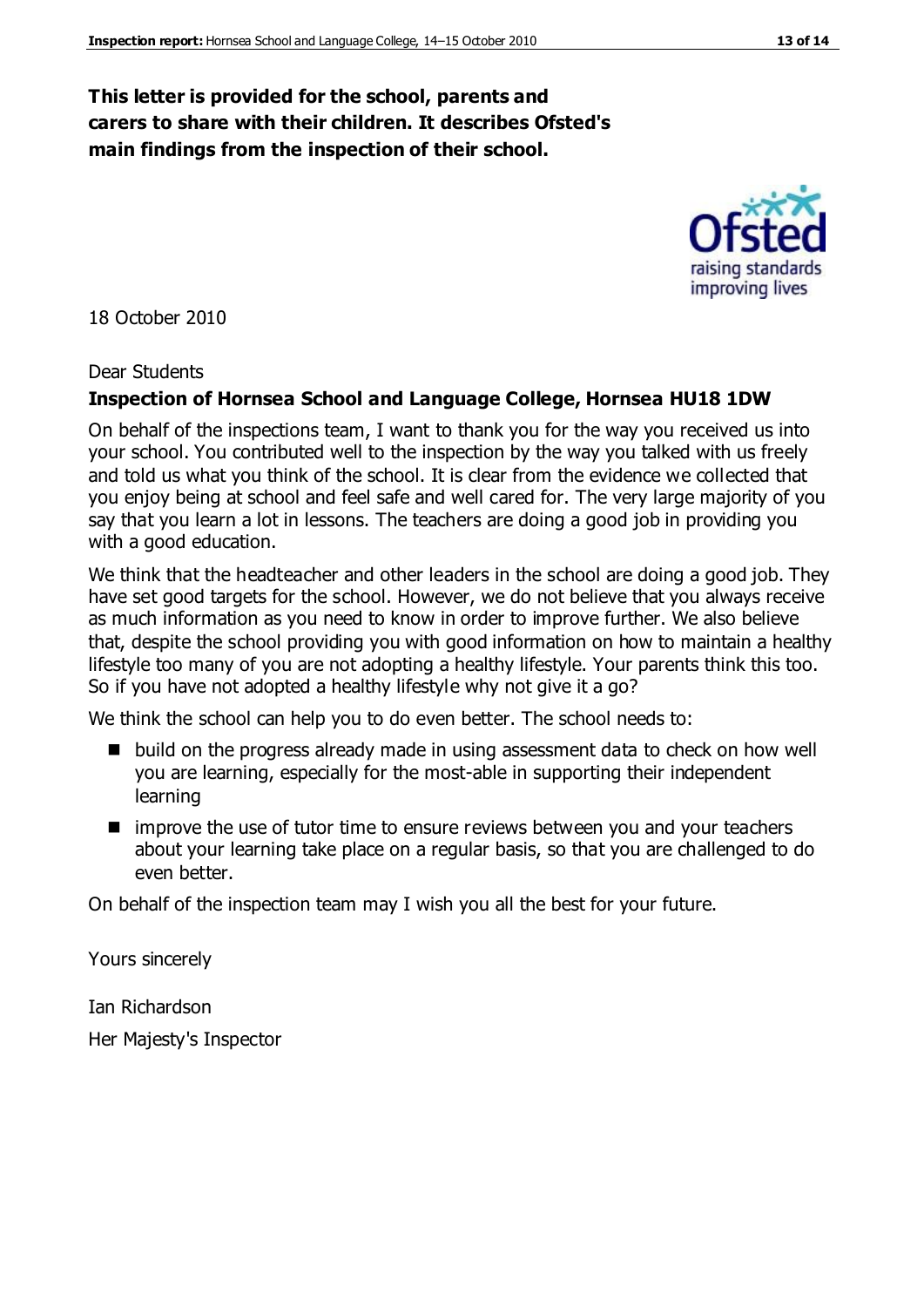**This letter is provided for the school, parents and carers to share with their children. It describes Ofsted's main findings from the inspection of their school.**

18 October 2010

Dear Students

**Inspection of Hornsea School and Language College, Hornsea HU18 1DW**

On behalf of the inspections team, I want to thank you for the way you received us into your school. You contributed well to the inspection by the way you talked with us freely and told us what you think of the school. It is clear from the evidence we collected that you enjoy being at school and feel safe and well cared for. The very large majority of you say that you learn a lot in lessons. The teachers are doing a good job in providing you with a good education.

We think that the headteacher and other leaders in the school are doing a good job. They have set good targets for the school. However, we do not believe that you always receive as much information as you need to know in order to improve further. We also believe that, despite the school providing you with good information on how to maintain a healthy lifestyle too many of you are not adopting a healthy lifestyle. Your parents think this too. So if you have not adopted a healthy lifestyle why not give it a go?

We think the school can help you to do even better. The school needs to:

- build on the progress already made in using assessment data to check on how well you are learning, especially for the most-able in supporting their independent learning
- improve the use of tutor time to ensure reviews between you and your teachers about your learning take place on a regular basis, so that you are challenged to do even better.

On behalf of the inspection team may I wish you all the best for your future.

Yours sincerely

Ian Richardson

Her Majesty's Inspector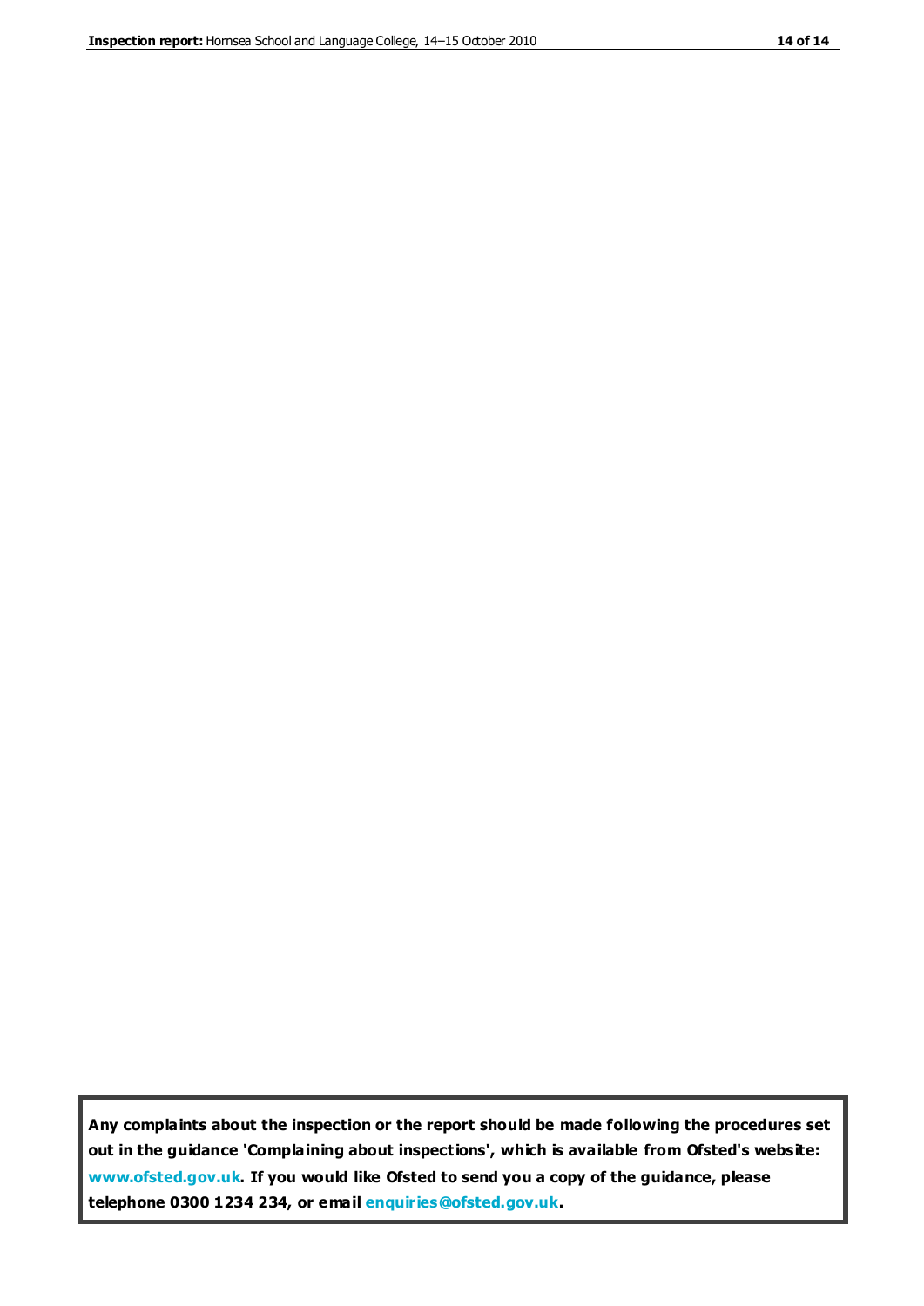**Any complaints about the inspection or the report should be made following the procedures set out in the guidance 'Complaining about inspections', which is available from Ofsted's website: www.ofsted.gov.uk. If you would like Ofsted to send you a copy of the guidance, please telephone 0300 1234 234, or email enquiries@ofsted.gov.uk.**